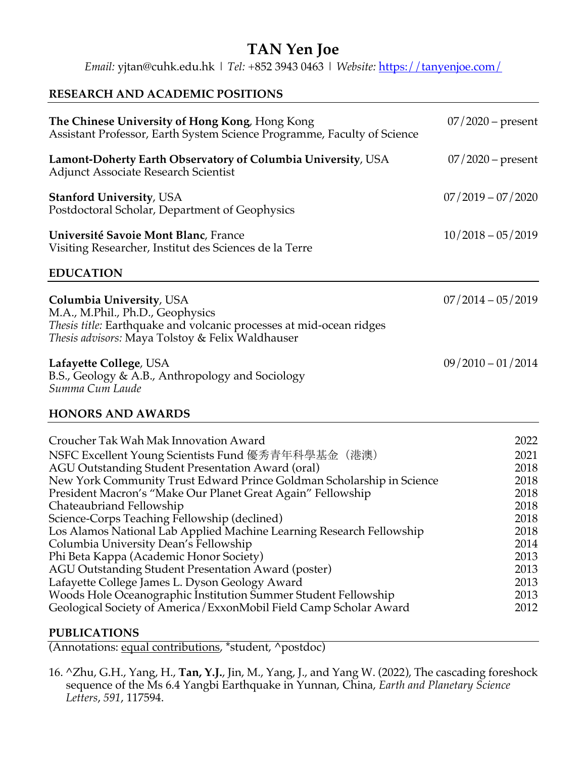# TAN Yen Joe

*Email:* yjtan@cuhk.edu.hk | *Tel:* +852 3943 0463 | *Website:* [https://tanyenjoe.com/](https://tanyenjoe.com/)

## RESEARCH AND ACADEMIC POSITIONS

**The Chinese University of Hong Kong**, Hong Kong — 07/2020 – present
Assistant Professor, Earth System Science Programme, Faculty of Science

**Lamont-Doherty Earth Observatory of Columbia University**, USA — 07/2020 – present
Adjunct Associate Research Scientist

**Stanford University**, USA — 07/2019 – 07/2020
Postdoctoral Scholar, Department of Geophysics

**Université Savoie Mont Blanc**, France — 10/2018 – 05/2019
Visiting Researcher, Institut des Sciences de la Terre

## EDUCATION

**Columbia University**, USA — 07/2014 – 05/2019
M.A., M.Phil., Ph.D., Geophysics
*Thesis title:* Earthquake and volcanic processes at mid-ocean ridges
*Thesis advisors:* Maya Tolstoy & Felix Waldhauser

**Lafayette College**, USA — 09/2010 – 01/2014
B.S., Geology & A.B., Anthropology and Sociology
*Summa Cum Laude*

## HONORS AND AWARDS

| Award | Year |
|---|---|
| Croucher Tak Wah Mak Innovation Award | 2022 |
| NSFC Excellent Young Scientists Fund 優秀青年科學基金（港澳） | 2021 |
| AGU Outstanding Student Presentation Award (oral) | 2018 |
| New York Community Trust Edward Prince Goldman Scholarship in Science | 2018 |
| President Macron's "Make Our Planet Great Again" Fellowship | 2018 |
| Chateaubriand Fellowship | 2018 |
| Science-Corps Teaching Fellowship (declined) | 2018 |
| Los Alamos National Lab Applied Machine Learning Research Fellowship | 2018 |
| Columbia University Dean's Fellowship | 2014 |
| Phi Beta Kappa (Academic Honor Society) | 2013 |
| AGU Outstanding Student Presentation Award (poster) | 2013 |
| Lafayette College James L. Dyson Geology Award | 2013 |
| Woods Hole Oceanographic Institution Summer Student Fellowship | 2013 |
| Geological Society of America/ExxonMobil Field Camp Scholar Award | 2012 |

## PUBLICATIONS

(Annotations: <u>equal contributions</u>, *student, ^postdoc)

16. ^Zhu, G.H., Yang, H., **Tan, Y.J.**, Jin, M., Yang, J., and Yang W. (2022), The cascading foreshock sequence of the Ms 6.4 Yangbi Earthquake in Yunnan, China, *Earth and Planetary Science Letters*, *591*, 117594.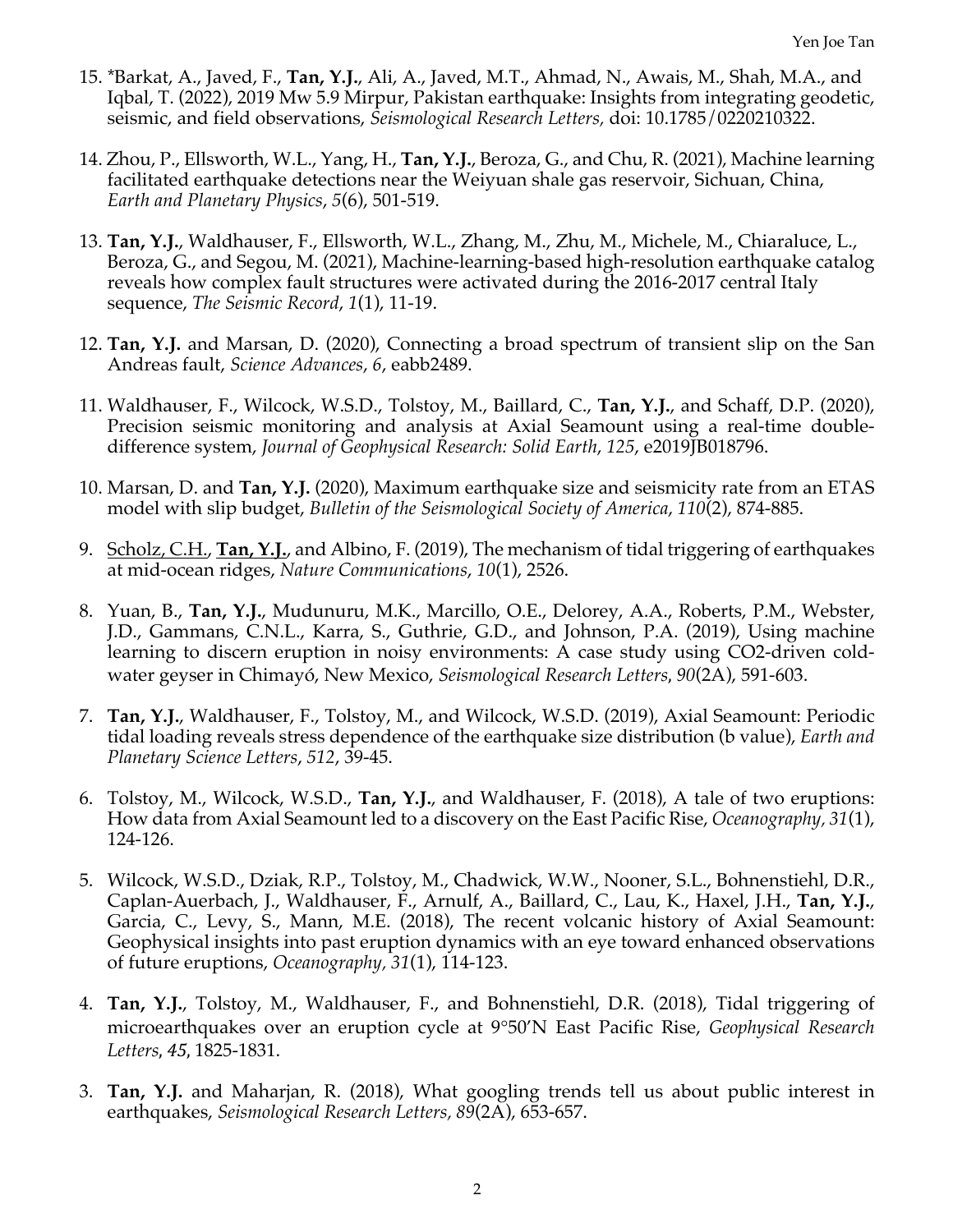15. *Barkat, A., Javed, F., **Tan, Y.J.**, Ali, A., Javed, M.T., Ahmad, N., Awais, M., Shah, M.A., and Iqbal, T. (2022), 2019 Mw 5.9 Mirpur, Pakistan earthquake: Insights from integrating geodetic, seismic, and field observations, *Seismological Research Letters,* doi: 10.1785/0220210322.

14. Zhou, P., Ellsworth, W.L., Yang, H., **Tan, Y.J.**, Beroza, G., and Chu, R. (2021), Machine learning facilitated earthquake detections near the Weiyuan shale gas reservoir, Sichuan, China, *Earth and Planetary Physics*, *5*(6), 501-519.

13. **Tan, Y.J.**, Waldhauser, F., Ellsworth, W.L., Zhang, M., Zhu, M., Michele, M., Chiaraluce, L., Beroza, G., and Segou, M. (2021), Machine-learning-based high-resolution earthquake catalog reveals how complex fault structures were activated during the 2016-2017 central Italy sequence, *The Seismic Record*, *1*(1), 11-19.

12. **Tan, Y.J.** and Marsan, D. (2020), Connecting a broad spectrum of transient slip on the San Andreas fault, *Science Advances*, *6*, eabb2489.

11. Waldhauser, F., Wilcock, W.S.D., Tolstoy, M., Baillard, C., **Tan, Y.J.**, and Schaff, D.P. (2020), Precision seismic monitoring and analysis at Axial Seamount using a real-time double-difference system, *Journal of Geophysical Research: Solid Earth*, *125*, e2019JB018796.

10. Marsan, D. and **Tan, Y.J.** (2020), Maximum earthquake size and seismicity rate from an ETAS model with slip budget, *Bulletin of the Seismological Society of America*, *110*(2), 874-885.

9. <u>Scholz, C.H.</u>, <u>**Tan, Y.J.**</u>, and Albino, F. (2019), The mechanism of tidal triggering of earthquakes at mid-ocean ridges, *Nature Communications*, *10*(1), 2526.

8. Yuan, B., **Tan, Y.J.**, Mudunuru, M.K., Marcillo, O.E., Delorey, A.A., Roberts, P.M., Webster, J.D., Gammans, C.N.L., Karra, S., Guthrie, G.D., and Johnson, P.A. (2019), Using machine learning to discern eruption in noisy environments: A case study using CO2-driven cold-water geyser in Chimayó, New Mexico, *Seismological Research Letters*, *90*(2A), 591-603.

7. **Tan, Y.J.**, Waldhauser, F., Tolstoy, M., and Wilcock, W.S.D. (2019), Axial Seamount: Periodic tidal loading reveals stress dependence of the earthquake size distribution (b value), *Earth and Planetary Science Letters*, *512*, 39-45.

6. Tolstoy, M., Wilcock, W.S.D., **Tan, Y.J.**, and Waldhauser, F. (2018), A tale of two eruptions: How data from Axial Seamount led to a discovery on the East Pacific Rise, *Oceanography, 31*(1), 124-126.

5. Wilcock, W.S.D., Dziak, R.P., Tolstoy, M., Chadwick, W.W., Nooner, S.L., Bohnenstiehl, D.R., Caplan-Auerbach, J., Waldhauser, F., Arnulf, A., Baillard, C., Lau, K., Haxel, J.H., **Tan, Y.J.**, Garcia, C., Levy, S., Mann, M.E. (2018), The recent volcanic history of Axial Seamount: Geophysical insights into past eruption dynamics with an eye toward enhanced observations of future eruptions, *Oceanography, 31*(1), 114-123.

4. **Tan, Y.J.**, Tolstoy, M., Waldhauser, F., and Bohnenstiehl, D.R. (2018), Tidal triggering of microearthquakes over an eruption cycle at 9°50′N East Pacific Rise, *Geophysical Research Letters*, *45*, 1825-1831.

3. **Tan, Y.J.** and Maharjan, R. (2018), What googling trends tell us about public interest in earthquakes, *Seismological Research Letters, 89*(2A), 653-657.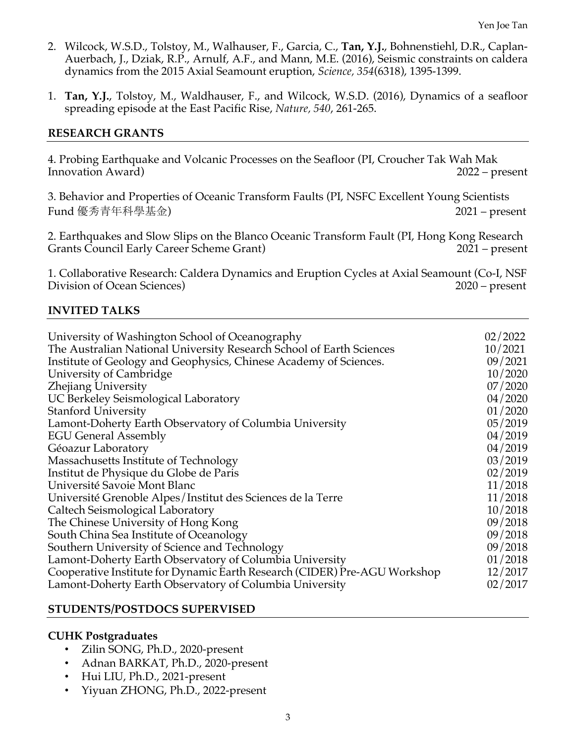2. Wilcock, W.S.D., Tolstoy, M., Walhauser, F., Garcia, C., **Tan, Y.J.**, Bohnenstiehl, D.R., Caplan-Auerbach, J., Dziak, R.P., Arnulf, A.F., and Mann, M.E. (2016), Seismic constraints on caldera dynamics from the 2015 Axial Seamount eruption, *Science*, *354*(6318), 1395-1399.

1. **Tan, Y.J.**, Tolstoy, M., Waldhauser, F., and Wilcock, W.S.D. (2016), Dynamics of a seafloor spreading episode at the East Pacific Rise, *Nature*, *540*, 261-265.

## RESEARCH GRANTS

4. Probing Earthquake and Volcanic Processes on the Seafloor (PI, Croucher Tak Wah Mak Innovation Award) 2022 – present

3. Behavior and Properties of Oceanic Transform Faults (PI, NSFC Excellent Young Scientists Fund 優秀青年科學基金) 2021 – present

2. Earthquakes and Slow Slips on the Blanco Oceanic Transform Fault (PI, Hong Kong Research Grants Council Early Career Scheme Grant) 2021 – present

1. Collaborative Research: Caldera Dynamics and Eruption Cycles at Axial Seamount (Co-I, NSF Division of Ocean Sciences) 2020 – present

## INVITED TALKS

| | |
|---|---|
| University of Washington School of Oceanography | 02/2022 |
| The Australian National University Research School of Earth Sciences | 10/2021 |
| Institute of Geology and Geophysics, Chinese Academy of Sciences. | 09/2021 |
| University of Cambridge | 10/2020 |
| Zhejiang University | 07/2020 |
| UC Berkeley Seismological Laboratory | 04/2020 |
| Stanford University | 01/2020 |
| Lamont-Doherty Earth Observatory of Columbia University | 05/2019 |
| EGU General Assembly | 04/2019 |
| Géoazur Laboratory | 04/2019 |
| Massachusetts Institute of Technology | 03/2019 |
| Institut de Physique du Globe de Paris | 02/2019 |
| Université Savoie Mont Blanc | 11/2018 |
| Université Grenoble Alpes/Institut des Sciences de la Terre | 11/2018 |
| Caltech Seismological Laboratory | 10/2018 |
| The Chinese University of Hong Kong | 09/2018 |
| South China Sea Institute of Oceanology | 09/2018 |
| Southern University of Science and Technology | 09/2018 |
| Lamont-Doherty Earth Observatory of Columbia University | 01/2018 |
| Cooperative Institute for Dynamic Earth Research (CIDER) Pre-AGU Workshop | 12/2017 |
| Lamont-Doherty Earth Observatory of Columbia University | 02/2017 |

## STUDENTS/POSTDOCS SUPERVISED

### CUHK Postgraduates

- Zilin SONG, Ph.D., 2020-present
- Adnan BARKAT, Ph.D., 2020-present
- Hui LIU, Ph.D., 2021-present
- Yiyuan ZHONG, Ph.D., 2022-present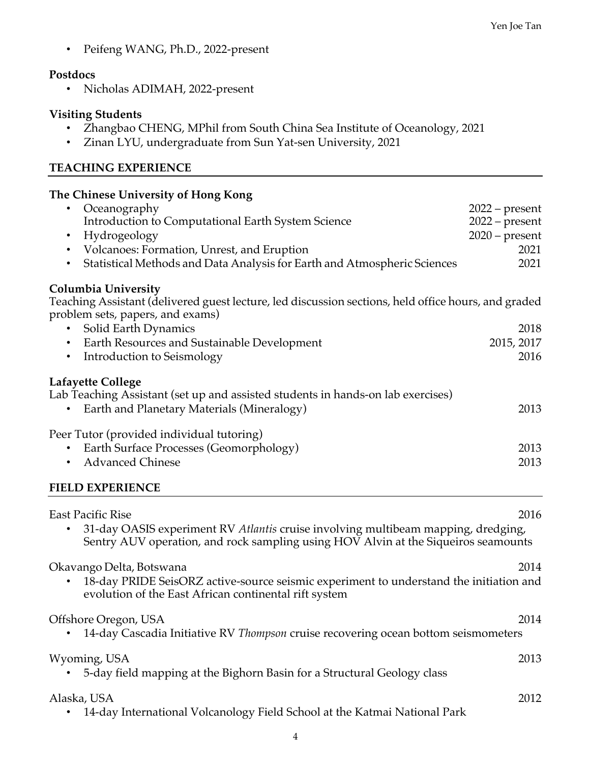- Peifeng WANG, Ph.D., 2022-present

**Postdocs**

- Nicholas ADIMAH, 2022-present

**Visiting Students**

- Zhangbao CHENG, MPhil from South China Sea Institute of Oceanology, 2021
- Zinan LYU, undergraduate from Sun Yat-sen University, 2021

## TEACHING EXPERIENCE

**The Chinese University of Hong Kong**

- Oceanography — 2022 – present
  Introduction to Computational Earth System Science — 2022 – present
- Hydrogeology — 2020 – present
- Volcanoes: Formation, Unrest, and Eruption — 2021
- Statistical Methods and Data Analysis for Earth and Atmospheric Sciences — 2021

**Columbia University**

Teaching Assistant (delivered guest lecture, led discussion sections, held office hours, and graded problem sets, papers, and exams)

- Solid Earth Dynamics — 2018
- Earth Resources and Sustainable Development — 2015, 2017
- Introduction to Seismology — 2016

**Lafayette College**

Lab Teaching Assistant (set up and assisted students in hands-on lab exercises)

- Earth and Planetary Materials (Mineralogy) — 2013

Peer Tutor (provided individual tutoring)

- Earth Surface Processes (Geomorphology) — 2013
- Advanced Chinese — 2013

## FIELD EXPERIENCE

East Pacific Rise — 2016

- 31-day OASIS experiment RV *Atlantis* cruise involving multibeam mapping, dredging, Sentry AUV operation, and rock sampling using HOV Alvin at the Siqueiros seamounts

Okavango Delta, Botswana — 2014

- 18-day PRIDE SeisORZ active-source seismic experiment to understand the initiation and evolution of the East African continental rift system

Offshore Oregon, USA — 2014

- 14-day Cascadia Initiative RV *Thompson* cruise recovering ocean bottom seismometers

Wyoming, USA — 2013

- 5-day field mapping at the Bighorn Basin for a Structural Geology class

Alaska, USA — 2012

- 14-day International Volcanology Field School at the Katmai National Park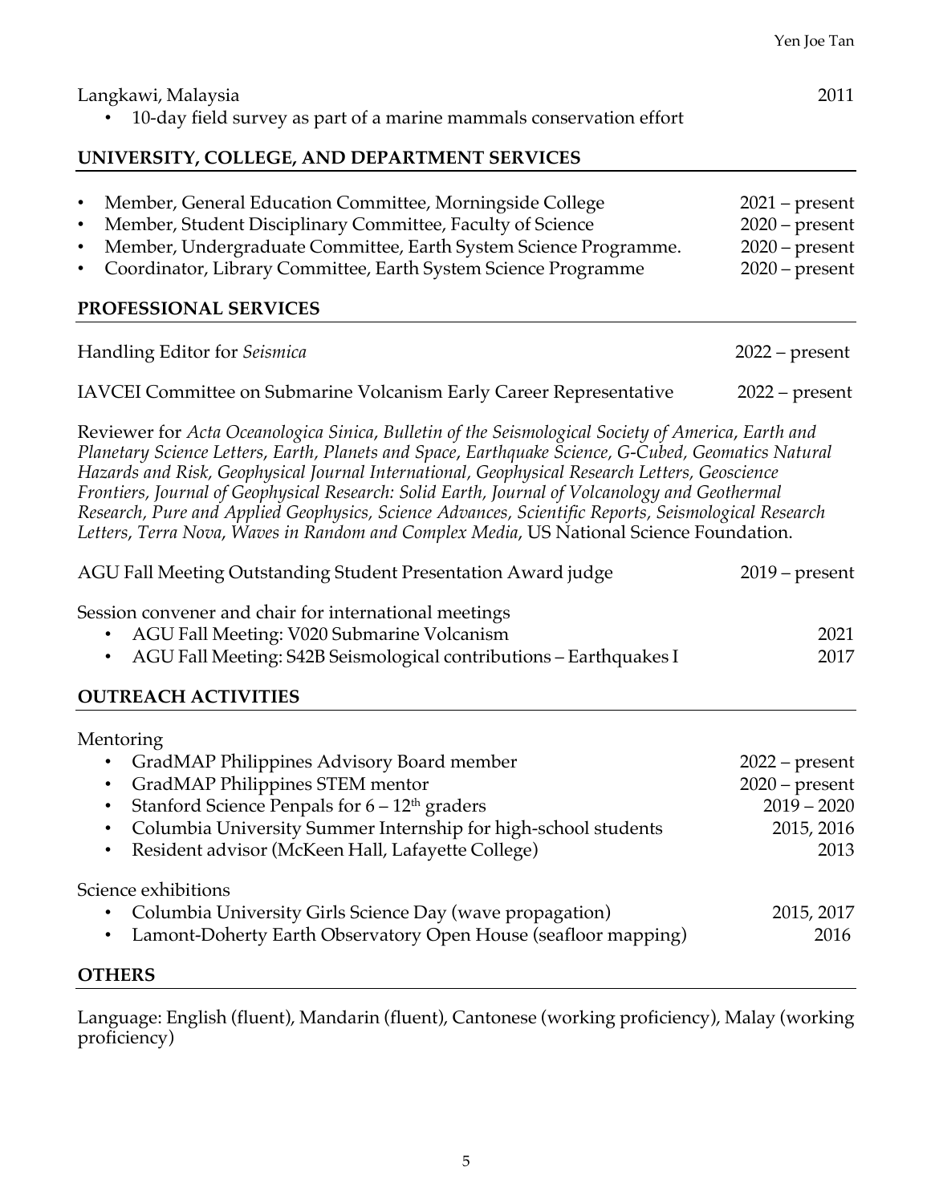Langkawi, Malaysia 2011

- 10-day field survey as part of a marine mammals conservation effort

## UNIVERSITY, COLLEGE, AND DEPARTMENT SERVICES

- Member, General Education Committee, Morningside College 2021 – present
- Member, Student Disciplinary Committee, Faculty of Science 2020 – present
- Member, Undergraduate Committee, Earth System Science Programme. 2020 – present
- Coordinator, Library Committee, Earth System Science Programme 2020 – present

## PROFESSIONAL SERVICES

Handling Editor for *Seismica* 2022 – present

IAVCEI Committee on Submarine Volcanism Early Career Representative 2022 – present

Reviewer for *Acta Oceanologica Sinica*, *Bulletin of the Seismological Society of America*, *Earth and Planetary Science Letters*, *Earth, Planets and Space*, *Earthquake Science, G-Cubed, Geomatics Natural Hazards and Risk, Geophysical Journal International, Geophysical Research Letters, Geoscience Frontiers, Journal of Geophysical Research: Solid Earth, Journal of Volcanology and Geothermal Research, Pure and Applied Geophysics, Science Advances, Scientific Reports, Seismological Research Letters*, *Terra Nova*, *Waves in Random and Complex Media*, US National Science Foundation.

AGU Fall Meeting Outstanding Student Presentation Award judge 2019 – present

Session convener and chair for international meetings

- AGU Fall Meeting: V020 Submarine Volcanism 2021
- AGU Fall Meeting: S42B Seismological contributions – Earthquakes I 2017

## OUTREACH ACTIVITIES

Mentoring

- GradMAP Philippines Advisory Board member 2022 – present
- GradMAP Philippines STEM mentor 2020 – present
- Stanford Science Penpals for 6 – 12th graders 2019 – 2020
- Columbia University Summer Internship for high-school students 2015, 2016
- Resident advisor (McKeen Hall, Lafayette College) 2013

Science exhibitions

- Columbia University Girls Science Day (wave propagation) 2015, 2017
- Lamont-Doherty Earth Observatory Open House (seafloor mapping) 2016

## OTHERS

Language: English (fluent), Mandarin (fluent), Cantonese (working proficiency), Malay (working proficiency)